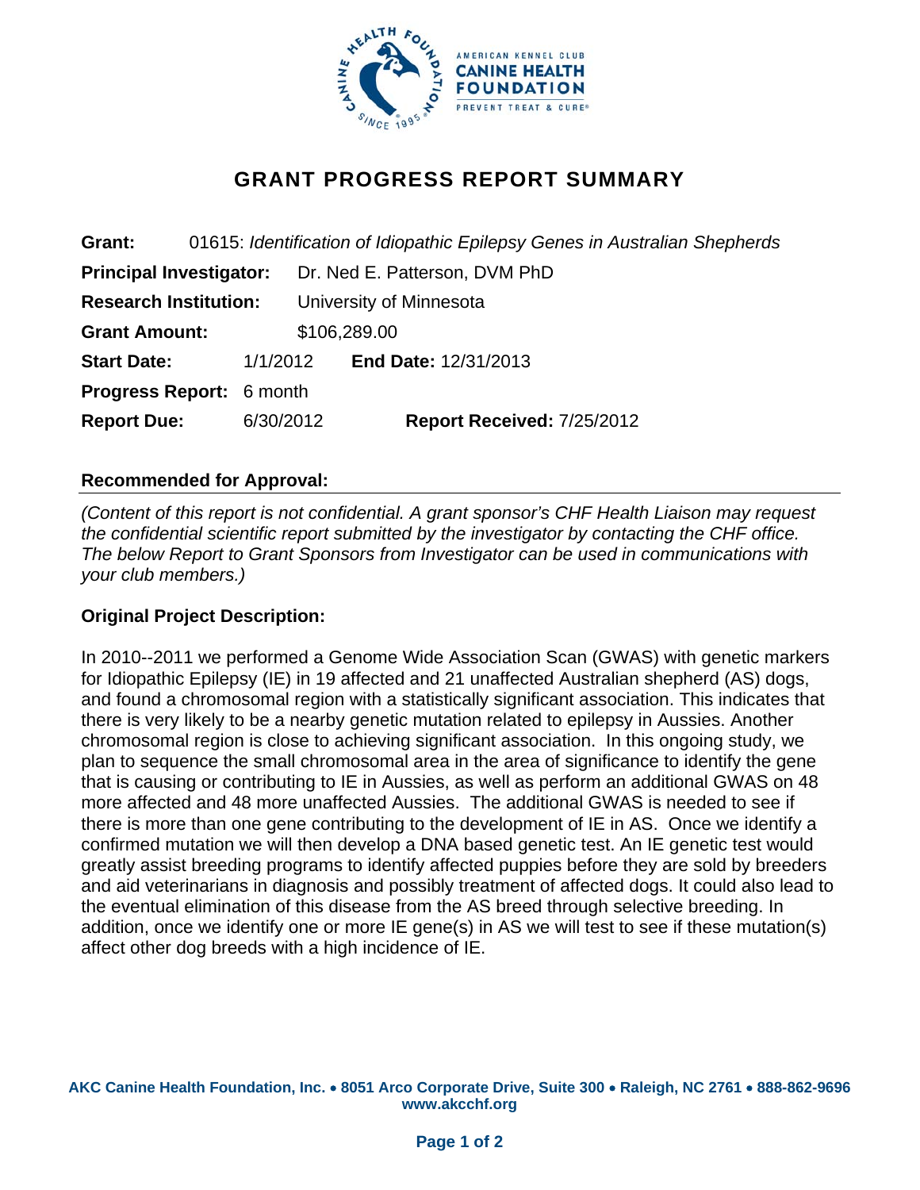# GRANT PROGRESS REPORT SUMMARY

**Grant:** 01615: *Identification of Idiopathic Epilepsy Genes in Australian Shepherds*

**Principal Investigator:** Dr. Ned E. Patterson, DVM PhD

**Research Institution:** University of Minnesota

**Grant Amount:** $106,289.00

**Start Date:** 1/1/2012 **End Date:** 12/31/2013

**Progress Report:** 6 month

**Report Due:** 6/30/2012 **Report Received:** 7/25/2012

## Recommended for Approval:

*(Content of this report is not confidential. A grant sponsor's CHF Health Liaison may request the confidential scientific report submitted by the investigator by contacting the CHF office. The below Report to Grant Sponsors from Investigator can be used in communications with your club members.)*

## Original Project Description:

In 2010--2011 we performed a Genome Wide Association Scan (GWAS) with genetic markers for Idiopathic Epilepsy (IE) in 19 affected and 21 unaffected Australian shepherd (AS) dogs, and found a chromosomal region with a statistically significant association. This indicates that there is very likely to be a nearby genetic mutation related to epilepsy in Aussies. Another chromosomal region is close to achieving significant association. In this ongoing study, we plan to sequence the small chromosomal area in the area of significance to identify the gene that is causing or contributing to IE in Aussies, as well as perform an additional GWAS on 48 more affected and 48 more unaffected Aussies. The additional GWAS is needed to see if there is more than one gene contributing to the development of IE in AS. Once we identify a confirmed mutation we will then develop a DNA based genetic test. An IE genetic test would greatly assist breeding programs to identify affected puppies before they are sold by breeders and aid veterinarians in diagnosis and possibly treatment of affected dogs. It could also lead to the eventual elimination of this disease from the AS breed through selective breeding. In addition, once we identify one or more IE gene(s) in AS we will test to see if these mutation(s) affect other dog breeds with a high incidence of IE.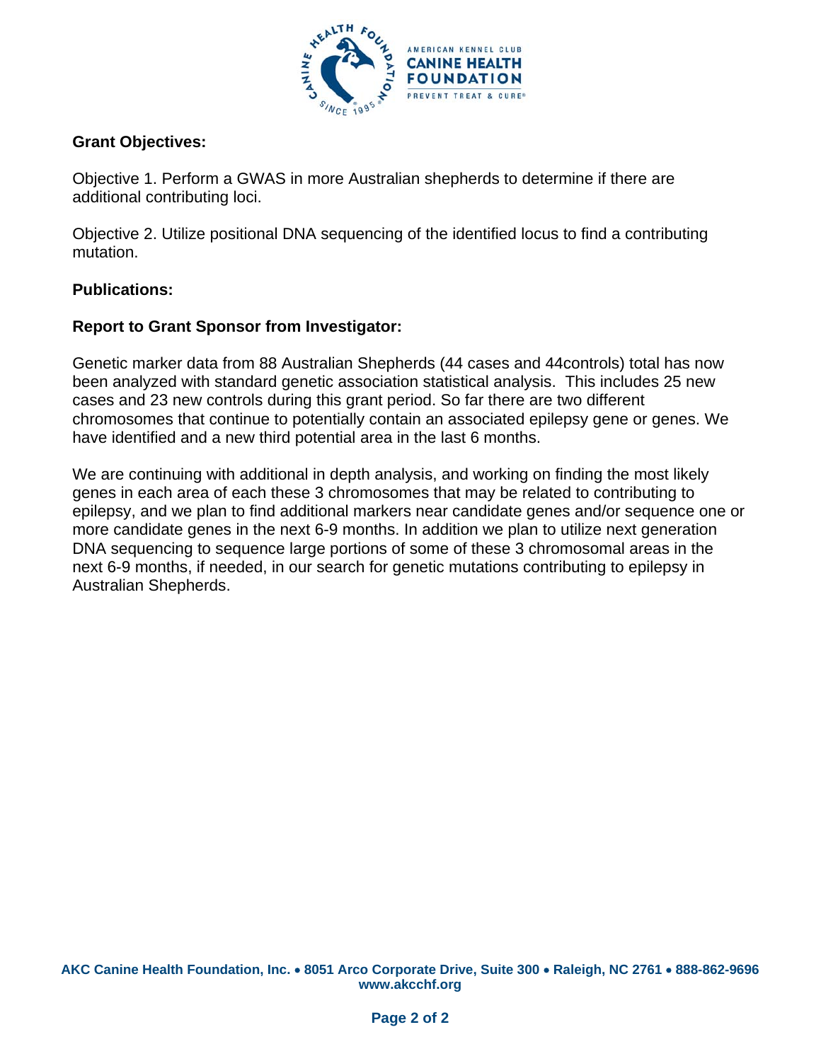**Grant Objectives:**

Objective 1. Perform a GWAS in more Australian shepherds to determine if there are additional contributing loci.

Objective 2. Utilize positional DNA sequencing of the identified locus to find a contributing mutation.

**Publications:**

**Report to Grant Sponsor from Investigator:**

Genetic marker data from 88 Australian Shepherds (44 cases and 44controls) total has now been analyzed with standard genetic association statistical analysis. This includes 25 new cases and 23 new controls during this grant period. So far there are two different chromosomes that continue to potentially contain an associated epilepsy gene or genes. We have identified and a new third potential area in the last 6 months.

We are continuing with additional in depth analysis, and working on finding the most likely genes in each area of each these 3 chromosomes that may be related to contributing to epilepsy, and we plan to find additional markers near candidate genes and/or sequence one or more candidate genes in the next 6-9 months. In addition we plan to utilize next generation DNA sequencing to sequence large portions of some of these 3 chromosomal areas in the next 6-9 months, if needed, in our search for genetic mutations contributing to epilepsy in Australian Shepherds.